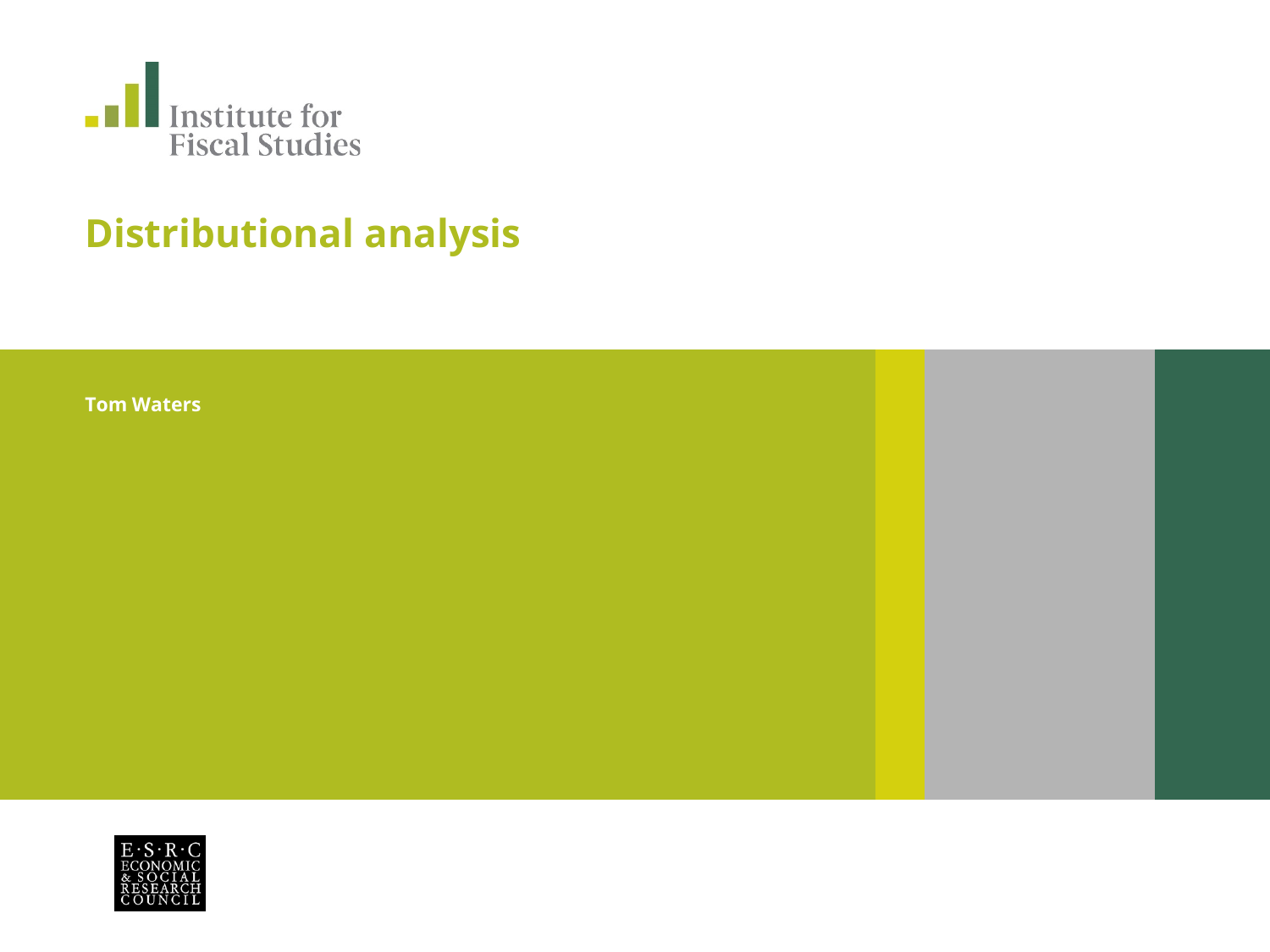Institute for Fiscal Studies

# Distributional analysis

**Tom Waters**

E·S·R·C ECONOMIC & SOCIAL RESEARCH COUNCIL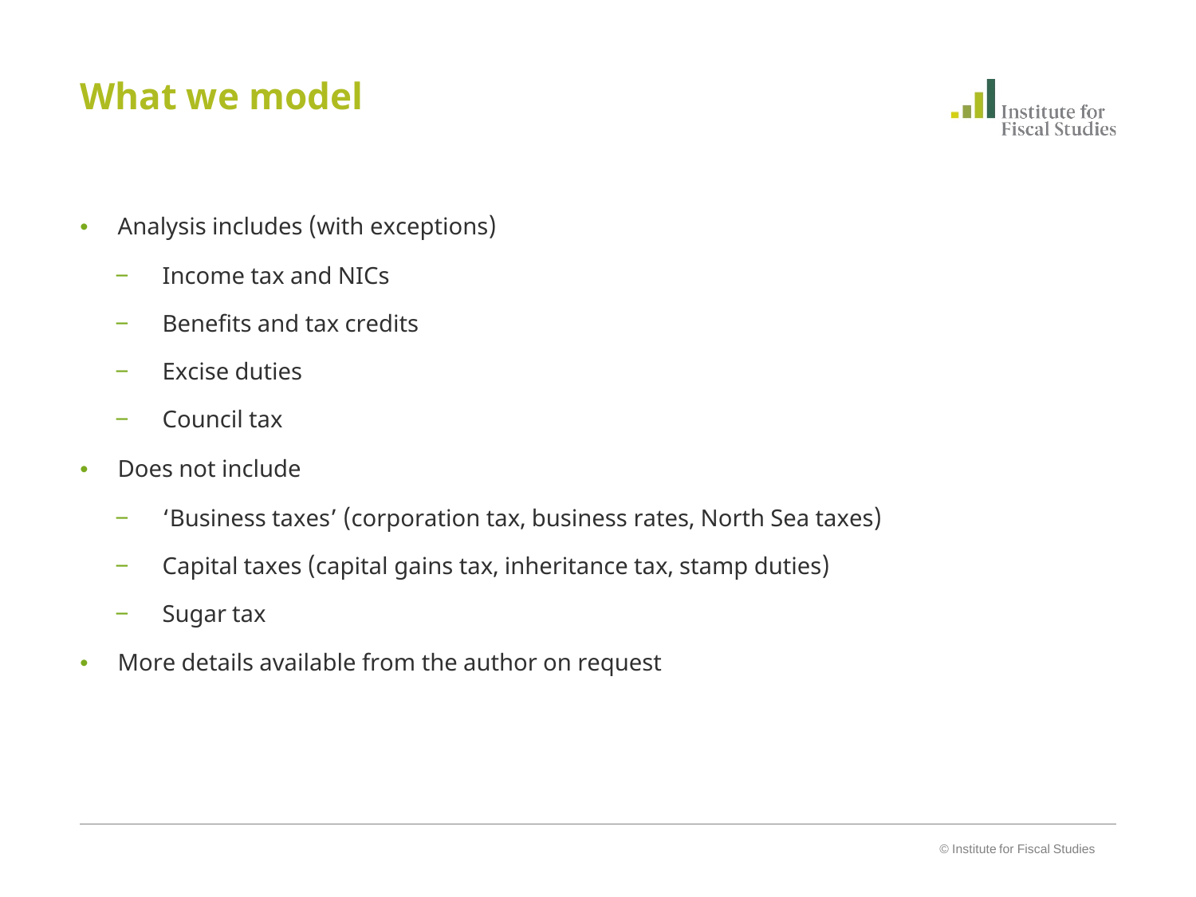# What we model

- Analysis includes (with exceptions)
  - Income tax and NICs
  - Benefits and tax credits
  - Excise duties
  - Council tax
- Does not include
  - 'Business taxes' (corporation tax, business rates, North Sea taxes)
  - Capital taxes (capital gains tax, inheritance tax, stamp duties)
  - Sugar tax
- More details available from the author on request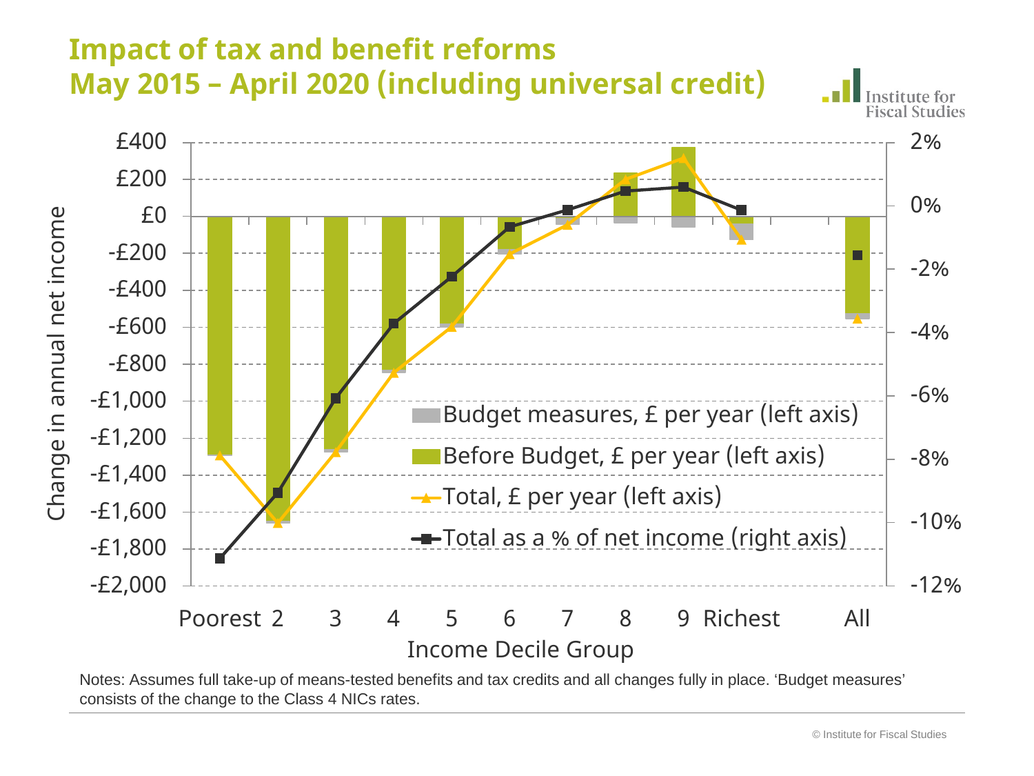# Impact of tax and benefit reforms
# May 2015 – April 2020 (including universal credit)

Institute for Fiscal Studies

Change in annual net income

£400
£200
£0
-£200
-£400
-£600
-£800
-£1,000
-£1,200
-£1,400
-£1,600
-£1,800
-£2,000

2%
0%
-2%
-4%
-6%
-8%
-10%
-12%

Poorest 2 3 4 5 6 7 8 9 Richest All

Income Decile Group

- Budget measures, £ per year (left axis)
- Before Budget, £ per year (left axis)
- Total, £ per year (left axis)
- Total as a % of net income (right axis)

Notes: Assumes full take-up of means-tested benefits and tax credits and all changes fully in place. 'Budget measures' consists of the change to the Class 4 NICs rates.

© Institute for Fiscal Studies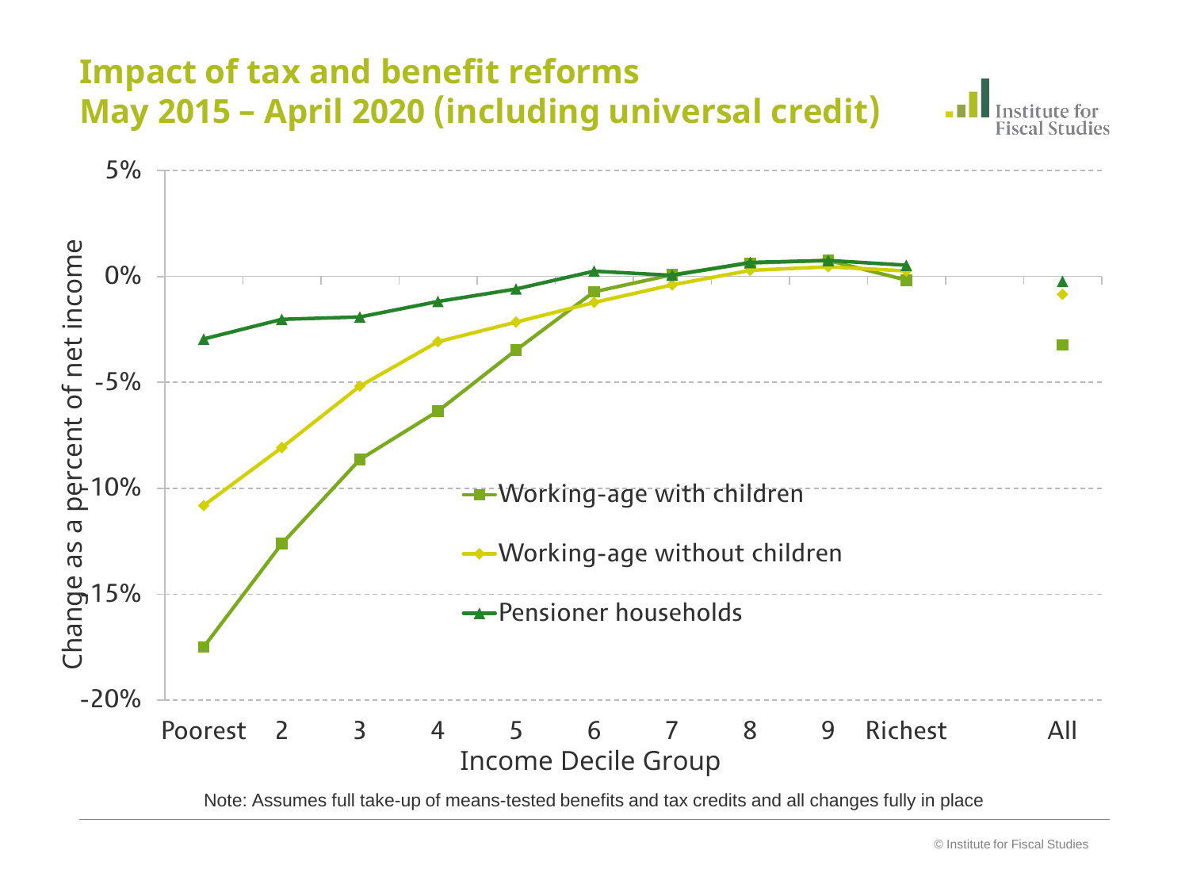# Impact of tax and benefit reforms
# May 2015 – April 2020 (including universal credit)

Institute for Fiscal Studies

Change as a percent of net income

5%
0%
-5%
-10%
-15%
-20%

Poorest 2 3 4 5 6 7 8 9 Richest All

Income Decile Group

- Working-age with children
- Working-age without children
- Pensioner households

Note: Assumes full take-up of means-tested benefits and tax credits and all changes fully in place

© Institute for Fiscal Studies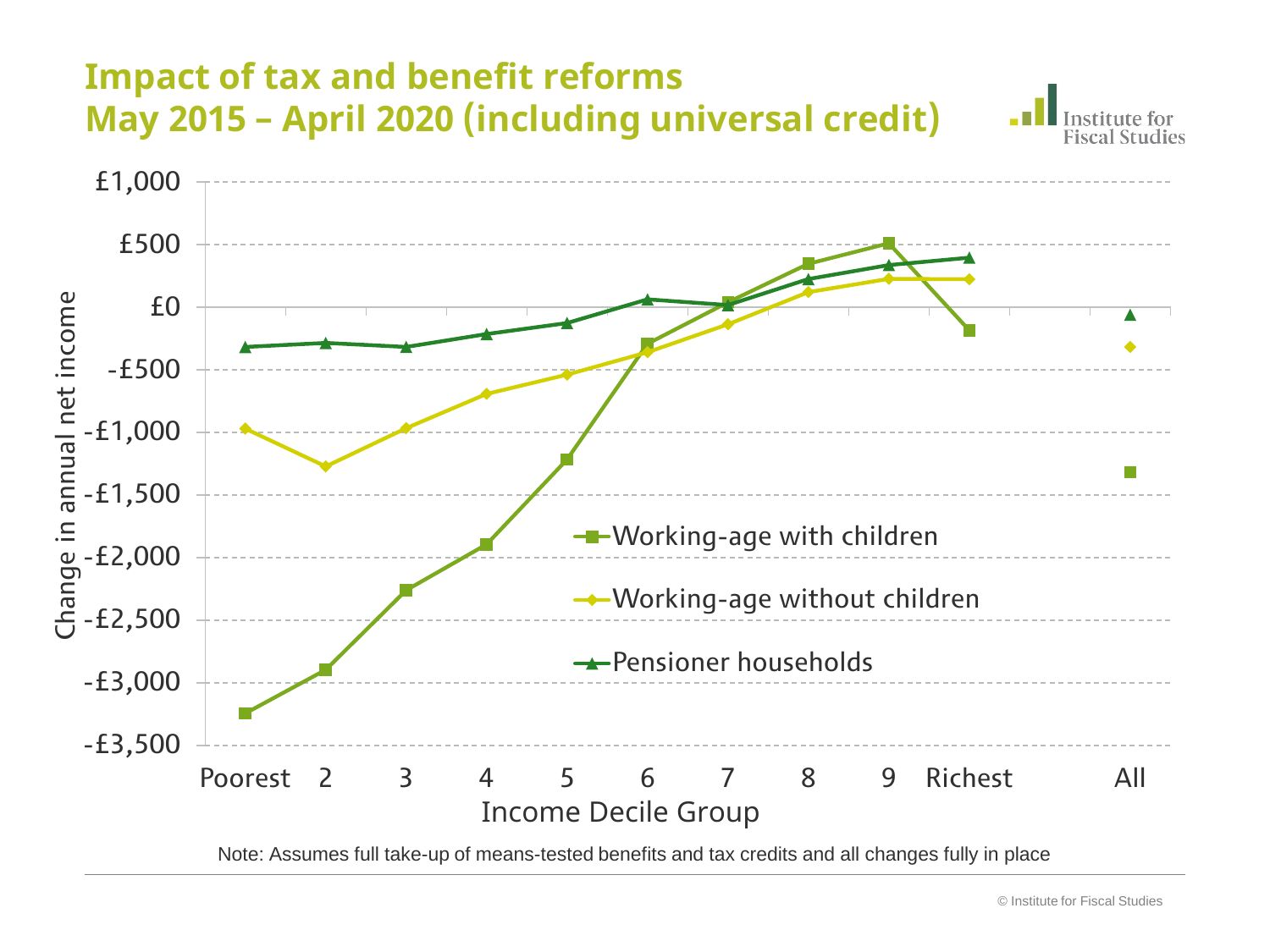# Impact of tax and benefit reforms
## May 2015 – April 2020 (including universal credit)

Institute for Fiscal Studies

Change in annual net income (y-axis: £1,000 to -£3,500)

Income Decile Group (x-axis: Poorest, 2, 3, 4, 5, 6, 7, 8, 9, Richest, All)

- Working-age with children
- Working-age without children
- Pensioner households

Note: Assumes full take-up of means-tested benefits and tax credits and all changes fully in place

© Institute for Fiscal Studies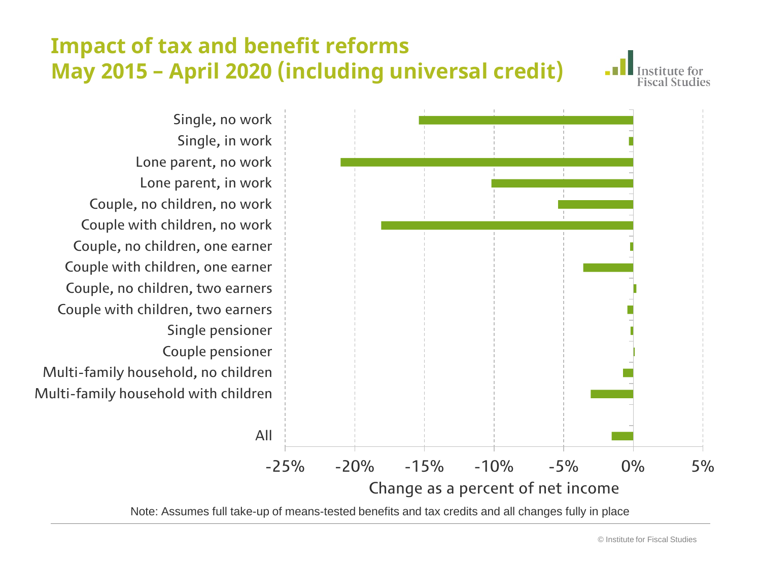# Impact of tax and benefit reforms May 2015 – April 2020 (including universal credit)

Institute for Fiscal Studies

- Single, no work
- Single, in work
- Lone parent, no work
- Lone parent, in work
- Couple, no children, no work
- Couple with children, no work
- Couple, no children, one earner
- Couple with children, one earner
- Couple, no children, two earners
- Couple with children, two earners
- Single pensioner
- Couple pensioner
- Multi-family household, no children
- Multi-family household with children
- All

-25% -20% -15% -10% -5% 0% 5%

Change as a percent of net income

Note: Assumes full take-up of means-tested benefits and tax credits and all changes fully in place

© Institute for Fiscal Studies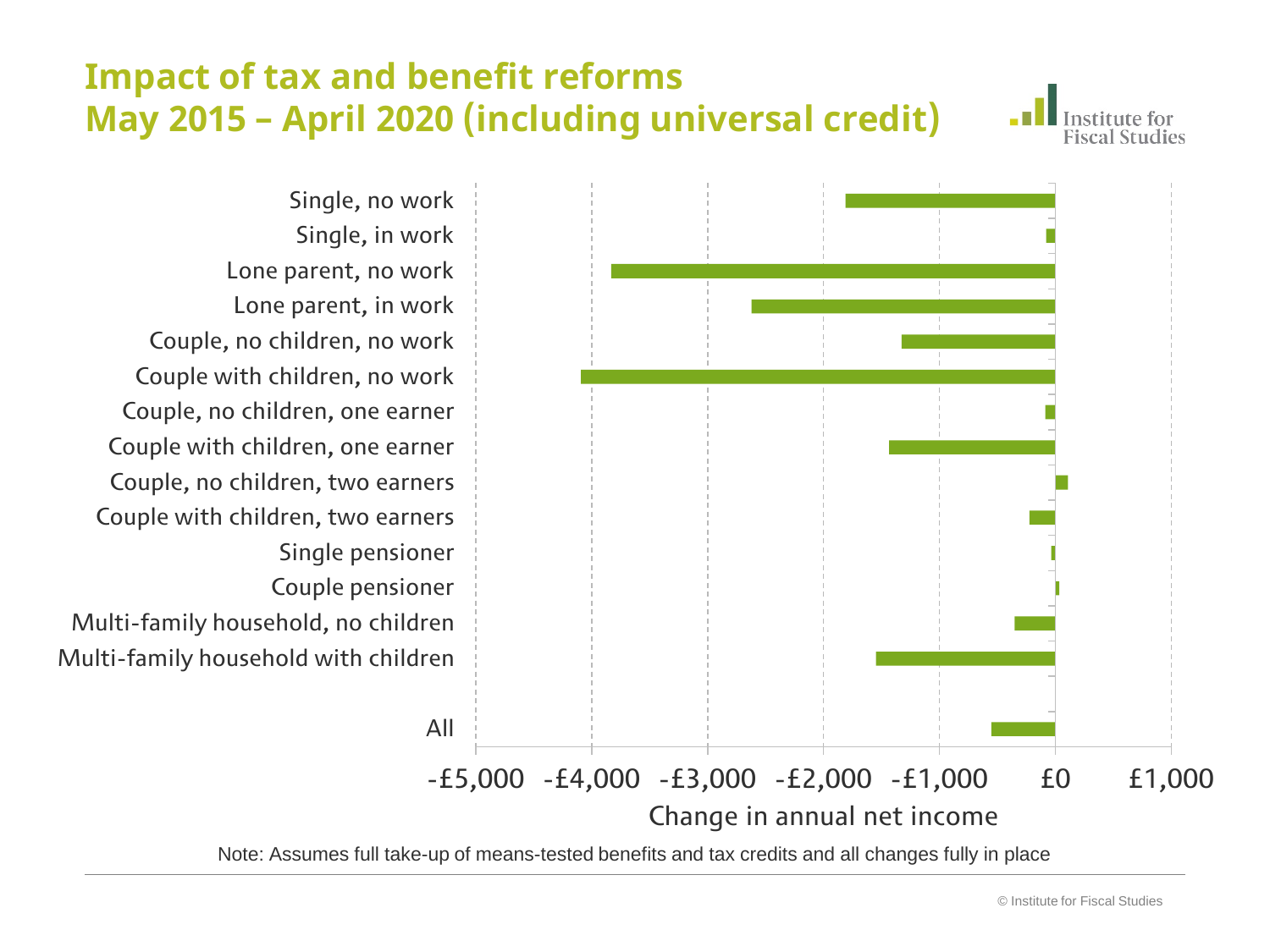# Impact of tax and benefit reforms May 2015 – April 2020 (including universal credit)

Institute for Fiscal Studies

Single, no work
Single, in work
Lone parent, no work
Lone parent, in work
Couple, no children, no work
Couple with children, no work
Couple, no children, one earner
Couple with children, one earner
Couple, no children, two earners
Couple with children, two earners
Single pensioner
Couple pensioner
Multi-family household, no children
Multi-family household with children
All

-£5,000 -£4,000 -£3,000 -£2,000 -£1,000 £0 £1,000

Change in annual net income

Note: Assumes full take-up of means-tested benefits and tax credits and all changes fully in place

© Institute for Fiscal Studies